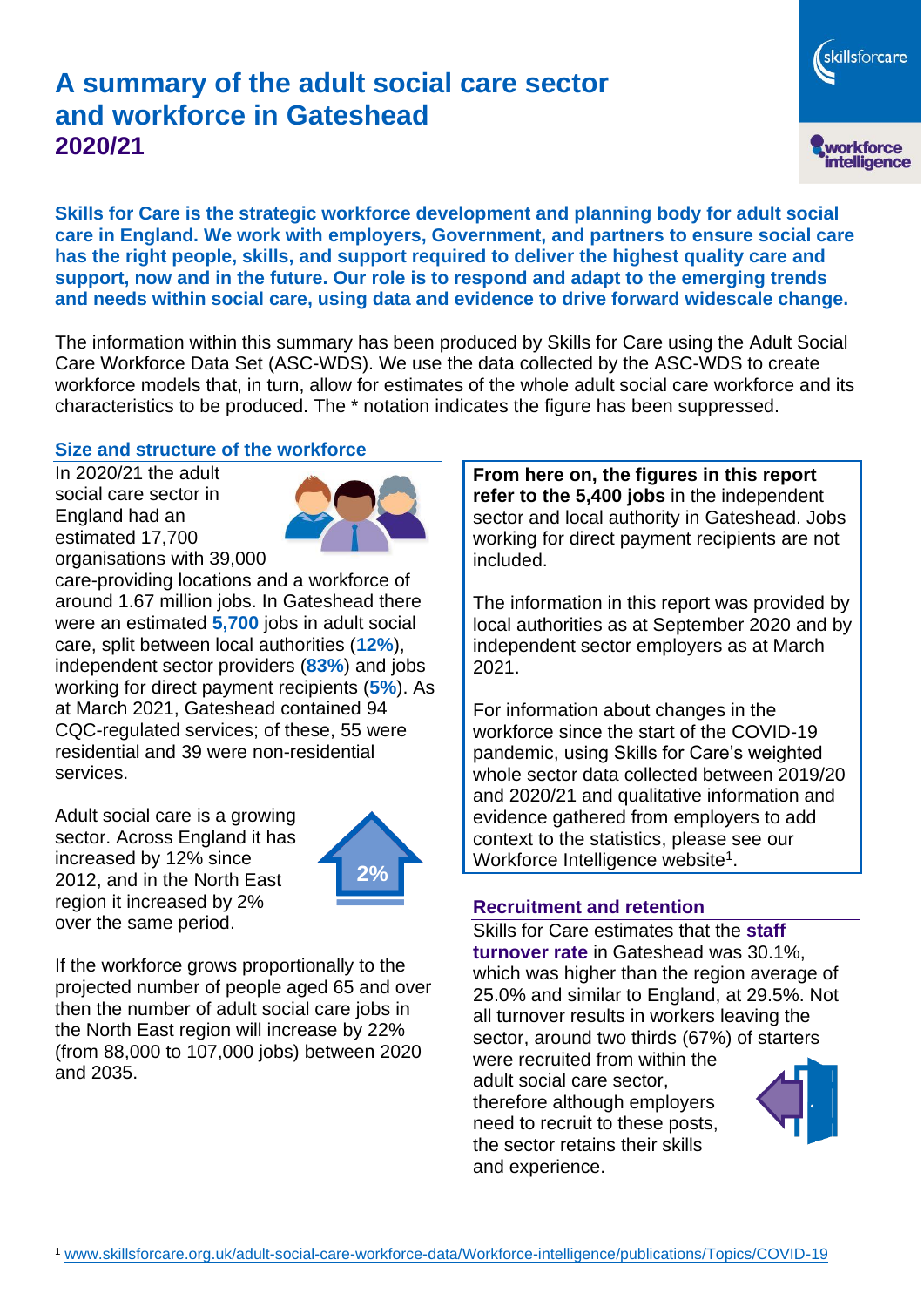# A summary of the adult social care sector and workforce in Gateshead 2020/21

**Skills for Care is the strategic workforce development and planning body for adult social care in England. We work with employers, Government, and partners to ensure social care has the right people, skills, and support required to deliver the highest quality care and support, now and in the future. Our role is to respond and adapt to the emerging trends and needs within social care, using data and evidence to drive forward widescale change.**

The information within this summary has been produced by Skills for Care using the Adult Social Care Workforce Data Set (ASC-WDS). We use the data collected by the ASC-WDS to create workforce models that, in turn, allow for estimates of the whole adult social care workforce and its characteristics to be produced. The * notation indicates the figure has been suppressed.

## Size and structure of the workforce

In 2020/21 the adult social care sector in England had an estimated 17,700 organisations with 39,000 care-providing locations and a workforce of around 1.67 million jobs. In Gateshead there were an estimated **5,700** jobs in adult social care, split between local authorities (**12%**), independent sector providers (**83%**) and jobs working for direct payment recipients (**5%**). As at March 2021, Gateshead contained 94 CQC-regulated services; of these, 55 were residential and 39 were non-residential services.

Adult social care is a growing sector. Across England it has increased by 12% since 2012, and in the North East region it increased by 2% over the same period.

2%

If the workforce grows proportionally to the projected number of people aged 65 and over then the number of adult social care jobs in the North East region will increase by 22% (from 88,000 to 107,000 jobs) between 2020 and 2035.

**From here on, the figures in this report refer to the 5,400 jobs** in the independent sector and local authority in Gateshead. Jobs working for direct payment recipients are not included.

The information in this report was provided by local authorities as at September 2020 and by independent sector employers as at March 2021.

For information about changes in the workforce since the start of the COVID-19 pandemic, using Skills for Care's weighted whole sector data collected between 2019/20 and 2020/21 and qualitative information and evidence gathered from employers to add context to the statistics, please see our Workforce Intelligence website[1].

## Recruitment and retention

Skills for Care estimates that the **staff turnover rate** in Gateshead was 30.1%, which was higher than the region average of 25.0% and similar to England, at 29.5%. Not all turnover results in workers leaving the sector, around two thirds (67%) of starters were recruited from within the adult social care sector, therefore although employers need to recruit to these posts, the sector retains their skills and experience.

[1] www.skillsforcare.org.uk/adult-social-care-workforce-data/Workforce-intelligence/publications/Topics/COVID-19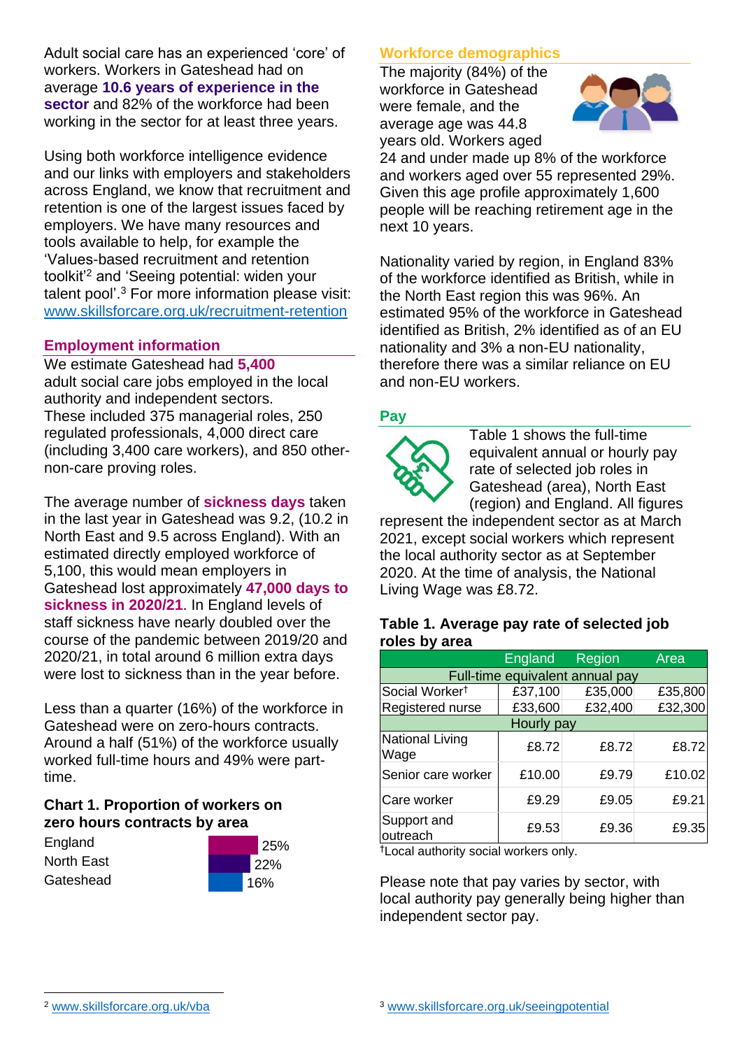Adult social care has an experienced 'core' of workers. Workers in Gateshead had on average **10.6 years of experience in the sector** and 82% of the workforce had been working in the sector for at least three years.

Using both workforce intelligence evidence and our links with employers and stakeholders across England, we know that recruitment and retention is one of the largest issues faced by employers. We have many resources and tools available to help, for example the 'Values-based recruitment and retention toolkit'[2] and 'Seeing potential: widen your talent pool'.[3] For more information please visit: www.skillsforcare.org.uk/recruitment-retention

## Employment information

We estimate Gateshead had **5,400** adult social care jobs employed in the local authority and independent sectors. These included 375 managerial roles, 250 regulated professionals, 4,000 direct care (including 3,400 care workers), and 850 other-non-care proving roles.

The average number of **sickness days** taken in the last year in Gateshead was 9.2, (10.2 in North East and 9.5 across England). With an estimated directly employed workforce of 5,100, this would mean employers in Gateshead lost approximately **47,000 days to sickness in 2020/21**. In England levels of staff sickness have nearly doubled over the course of the pandemic between 2019/20 and 2020/21, in total around 6 million extra days were lost to sickness than in the year before.

Less than a quarter (16%) of the workforce in Gateshead were on zero-hours contracts. Around a half (51%) of the workforce usually worked full-time hours and 49% were part-time.

### Chart 1. Proportion of workers on zero hours contracts by area

| Area | Proportion |
|---|---|
| England | 25% |
| North East | 22% |
| Gateshead | 16% |

## Workforce demographics

The majority (84%) of the workforce in Gateshead were female, and the average age was 44.8 years old. Workers aged 24 and under made up 8% of the workforce and workers aged over 55 represented 29%. Given this age profile approximately 1,600 people will be reaching retirement age in the next 10 years.

Nationality varied by region, in England 83% of the workforce identified as British, while in the North East region this was 96%. An estimated 95% of the workforce in Gateshead identified as British, 2% identified as of an EU nationality and 3% a non-EU nationality, therefore there was a similar reliance on EU and non-EU workers.

## Pay

Table 1 shows the full-time equivalent annual or hourly pay rate of selected job roles in Gateshead (area), North East (region) and England. All figures represent the independent sector as at March 2021, except social workers which represent the local authority sector as at September 2020. At the time of analysis, the National Living Wage was £8.72.

### Table 1. Average pay rate of selected job roles by area

| | England | Region | Area |
|---|---|---|---|
| **Full-time equivalent annual pay** | | | |
| Social Worker† | £37,100 | £35,000 | £35,800 |
| Registered nurse | £33,600 | £32,400 | £32,300 |
| **Hourly pay** | | | |
| National Living Wage | £8.72 | £8.72 | £8.72 |
| Senior care worker | £10.00 | £9.79 | £10.02 |
| Care worker | £9.29 | £9.05 | £9.21 |
| Support and outreach | £9.53 | £9.36 | £9.35 |

†Local authority social workers only.

Please note that pay varies by sector, with local authority pay generally being higher than independent sector pay.

[2] www.skillsforcare.org.uk/vba

[3] www.skillsforcare.org.uk/seeingpotential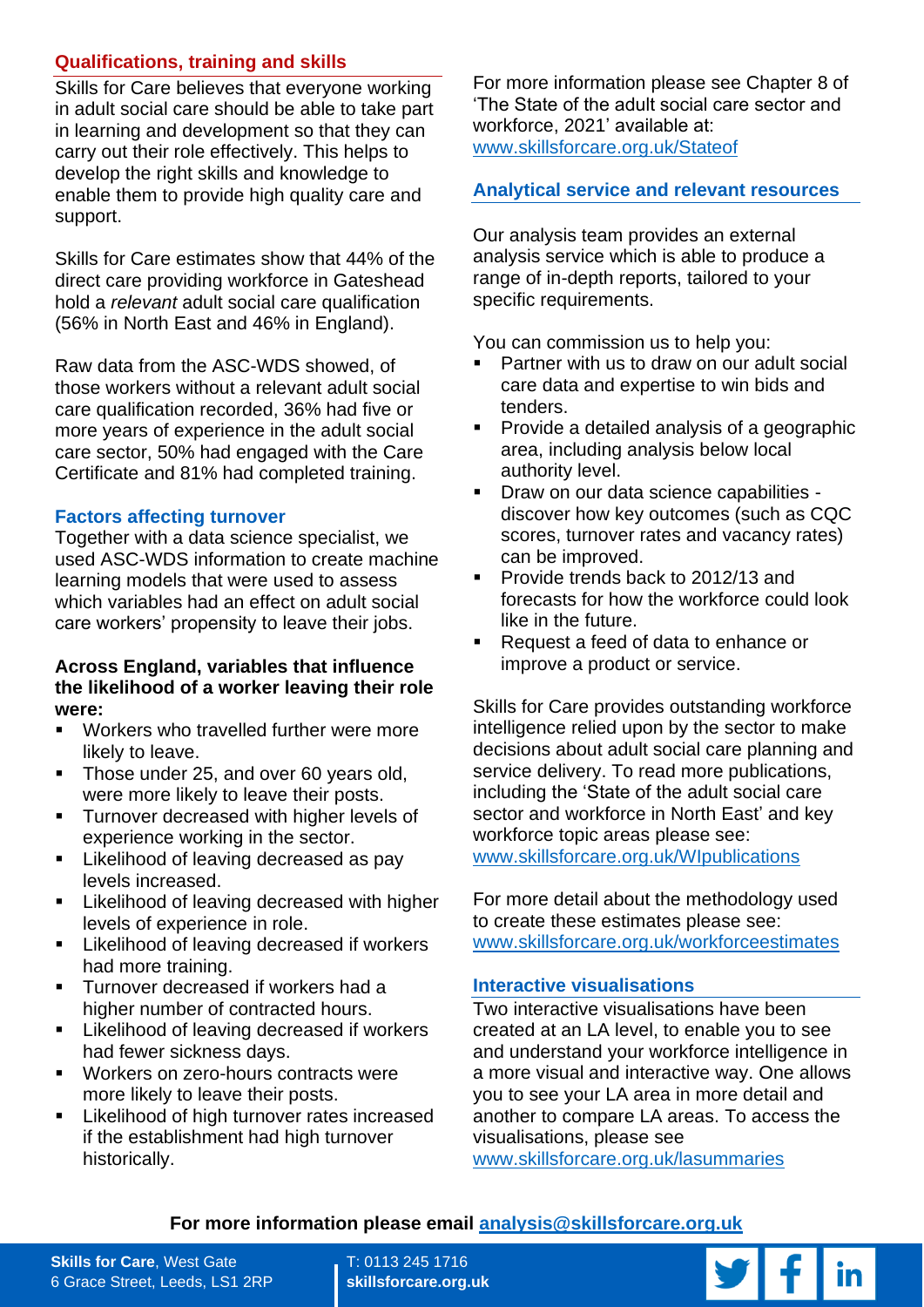## Qualifications, training and skills

Skills for Care believes that everyone working in adult social care should be able to take part in learning and development so that they can carry out their role effectively. This helps to develop the right skills and knowledge to enable them to provide high quality care and support.

Skills for Care estimates show that 44% of the direct care providing workforce in Gateshead hold a *relevant* adult social care qualification (56% in North East and 46% in England).

Raw data from the ASC-WDS showed, of those workers without a relevant adult social care qualification recorded, 36% had five or more years of experience in the adult social care sector, 50% had engaged with the Care Certificate and 81% had completed training.

## Factors affecting turnover

Together with a data science specialist, we used ASC-WDS information to create machine learning models that were used to assess which variables had an effect on adult social care workers' propensity to leave their jobs.

**Across England, variables that influence the likelihood of a worker leaving their role were:**

- Workers who travelled further were more likely to leave.
- Those under 25, and over 60 years old, were more likely to leave their posts.
- Turnover decreased with higher levels of experience working in the sector.
- Likelihood of leaving decreased as pay levels increased.
- Likelihood of leaving decreased with higher levels of experience in role.
- Likelihood of leaving decreased if workers had more training.
- Turnover decreased if workers had a higher number of contracted hours.
- Likelihood of leaving decreased if workers had fewer sickness days.
- Workers on zero-hours contracts were more likely to leave their posts.
- Likelihood of high turnover rates increased if the establishment had high turnover historically.

For more information please see Chapter 8 of 'The State of the adult social care sector and workforce, 2021' available at: www.skillsforcare.org.uk/Stateof

## Analytical service and relevant resources

Our analysis team provides an external analysis service which is able to produce a range of in-depth reports, tailored to your specific requirements.

You can commission us to help you:

- Partner with us to draw on our adult social care data and expertise to win bids and tenders.
- Provide a detailed analysis of a geographic area, including analysis below local authority level.
- Draw on our data science capabilities - discover how key outcomes (such as CQC scores, turnover rates and vacancy rates) can be improved.
- Provide trends back to 2012/13 and forecasts for how the workforce could look like in the future.
- Request a feed of data to enhance or improve a product or service.

Skills for Care provides outstanding workforce intelligence relied upon by the sector to make decisions about adult social care planning and service delivery. To read more publications, including the 'State of the adult social care sector and workforce in North East' and key workforce topic areas please see: www.skillsforcare.org.uk/WIpublications

For more detail about the methodology used to create these estimates please see: www.skillsforcare.org.uk/workforceestimates

## Interactive visualisations

Two interactive visualisations have been created at an LA level, to enable you to see and understand your workforce intelligence in a more visual and interactive way. One allows you to see your LA area in more detail and another to compare LA areas. To access the visualisations, please see www.skillsforcare.org.uk/lasummaries

**For more information please email analysis@skillsforcare.org.uk**

**Skills for Care**, West Gate
6 Grace Street, Leeds, LS1 2RP

T: 0113 245 1716
**skillsforcare.org.uk**